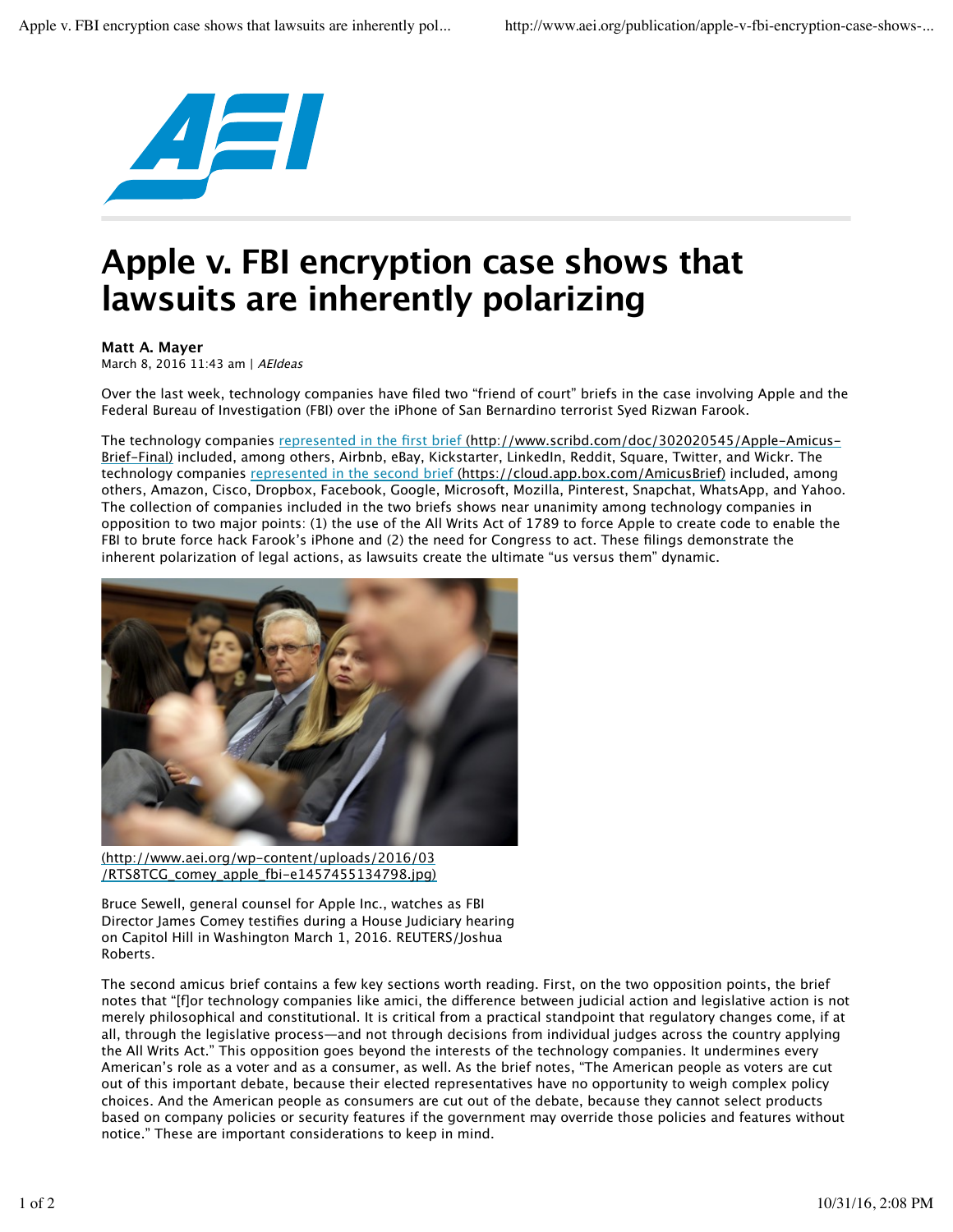# Apple v. FBI encryption case shows that lawsuits are inherently polarizing

**Matt A. Mayer**
March 8, 2016 11:43 am | *AEIdeas*

Over the last week, technology companies have filed two "friend of court" briefs in the case involving Apple and the Federal Bureau of Investigation (FBI) over the iPhone of San Bernardino terrorist Syed Rizwan Farook.

The technology companies [represented in the first brief](http://www.scribd.com/doc/302020545/Apple-Amicus-Brief-Final) (http://www.scribd.com/doc/302020545/Apple-Amicus-Brief-Final) included, among others, Airbnb, eBay, Kickstarter, LinkedIn, Reddit, Square, Twitter, and Wickr. The technology companies [represented in the second brief](https://cloud.app.box.com/AmicusBrief) (https://cloud.app.box.com/AmicusBrief) included, among others, Amazon, Cisco, Dropbox, Facebook, Google, Microsoft, Mozilla, Pinterest, Snapchat, WhatsApp, and Yahoo. The collection of companies included in the two briefs shows near unanimity among technology companies in opposition to two major points: (1) the use of the All Writs Act of 1789 to force Apple to create code to enable the FBI to brute force hack Farook's iPhone and (2) the need for Congress to act. These filings demonstrate the inherent polarization of legal actions, as lawsuits create the ultimate "us versus them" dynamic.

(http://www.aei.org/wp-content/uploads/2016/03/RTS8TCG_comey_apple_fbi-e1457455134798.jpg)

Bruce Sewell, general counsel for Apple Inc., watches as FBI Director James Comey testifies during a House Judiciary hearing on Capitol Hill in Washington March 1, 2016. REUTERS/Joshua Roberts.

The second amicus brief contains a few key sections worth reading. First, on the two opposition points, the brief notes that "[f]or technology companies like amici, the difference between judicial action and legislative action is not merely philosophical and constitutional. It is critical from a practical standpoint that regulatory changes come, if at all, through the legislative process—and not through decisions from individual judges across the country applying the All Writs Act." This opposition goes beyond the interests of the technology companies. It undermines every American's role as a voter and as a consumer, as well. As the brief notes, "The American people as voters are cut out of this important debate, because their elected representatives have no opportunity to weigh complex policy choices. And the American people as consumers are cut out of the debate, because they cannot select products based on company policies or security features if the government may override those policies and features without notice." These are important considerations to keep in mind.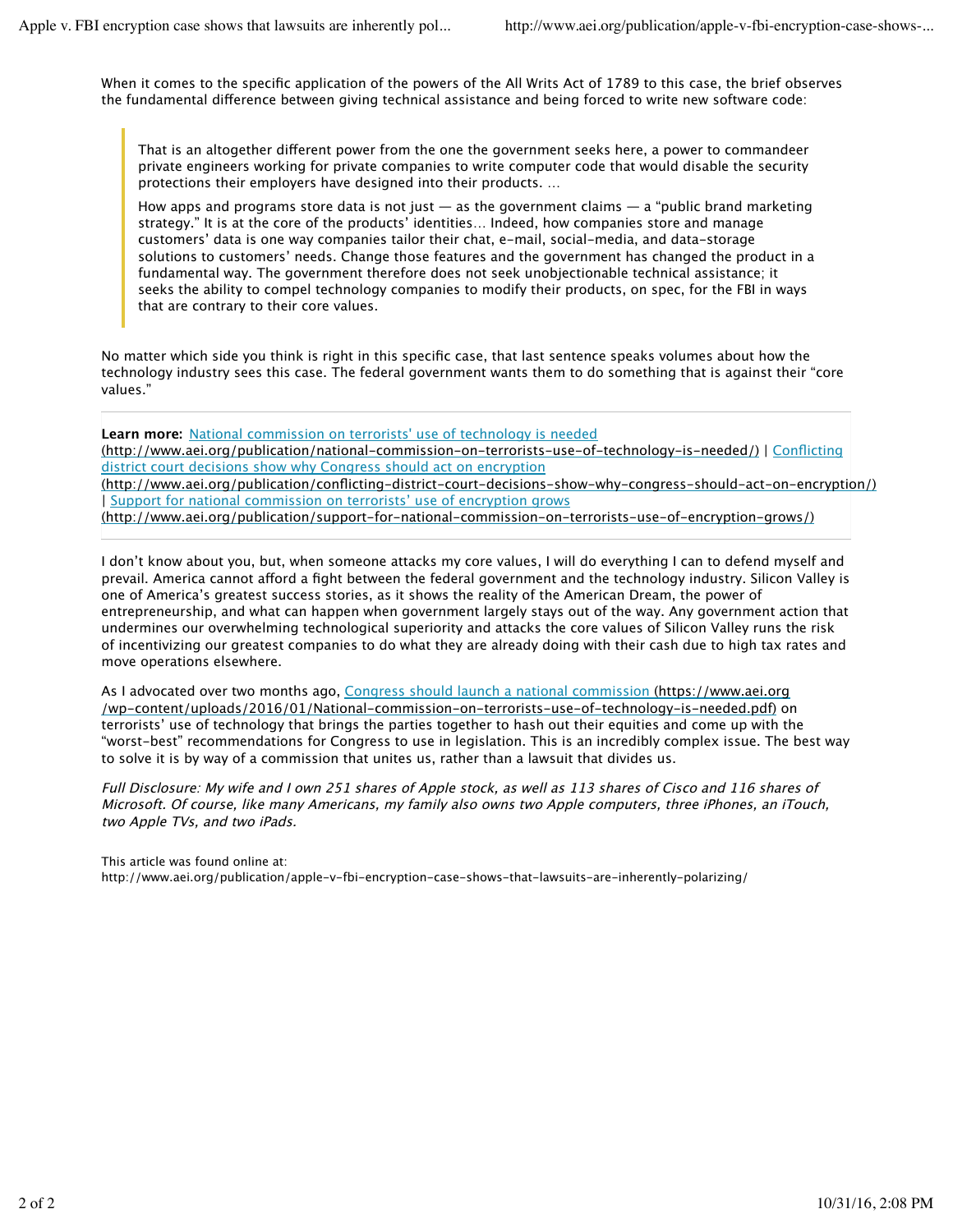When it comes to the specific application of the powers of the All Writs Act of 1789 to this case, the brief observes the fundamental difference between giving technical assistance and being forced to write new software code:

> That is an altogether different power from the one the government seeks here, a power to commandeer private engineers working for private companies to write computer code that would disable the security protections their employers have designed into their products. …
>
> How apps and programs store data is not just — as the government claims — a "public brand marketing strategy." It is at the core of the products' identities… Indeed, how companies store and manage customers' data is one way companies tailor their chat, e-mail, social-media, and data-storage solutions to customers' needs. Change those features and the government has changed the product in a fundamental way. The government therefore does not seek unobjectionable technical assistance; it seeks the ability to compel technology companies to modify their products, on spec, for the FBI in ways that are contrary to their core values.

No matter which side you think is right in this specific case, that last sentence speaks volumes about how the technology industry sees this case. The federal government wants them to do something that is against their "core values."

**Learn more:** [National commission on terrorists' use of technology is needed](http://www.aei.org/publication/national-commission-on-terrorists-use-of-technology-is-needed/) (http://www.aei.org/publication/national-commission-on-terrorists-use-of-technology-is-needed/) | [Conflicting district court decisions show why Congress should act on encryption](http://www.aei.org/publication/conflicting-district-court-decisions-show-why-congress-should-act-on-encryption/) (http://www.aei.org/publication/conflicting-district-court-decisions-show-why-congress-should-act-on-encryption/) | [Support for national commission on terrorists' use of encryption grows](http://www.aei.org/publication/support-for-national-commission-on-terrorists-use-of-encryption-grows/) (http://www.aei.org/publication/support-for-national-commission-on-terrorists-use-of-encryption-grows/)

I don't know about you, but, when someone attacks my core values, I will do everything I can to defend myself and prevail. America cannot afford a fight between the federal government and the technology industry. Silicon Valley is one of America's greatest success stories, as it shows the reality of the American Dream, the power of entrepreneurship, and what can happen when government largely stays out of the way. Any government action that undermines our overwhelming technological superiority and attacks the core values of Silicon Valley runs the risk of incentivizing our greatest companies to do what they are already doing with their cash due to high tax rates and move operations elsewhere.

As I advocated over two months ago, [Congress should launch a national commission](https://www.aei.org/wp-content/uploads/2016/01/National-commission-on-terrorists-use-of-technology-is-needed.pdf) (https://www.aei.org/wp-content/uploads/2016/01/National-commission-on-terrorists-use-of-technology-is-needed.pdf) on terrorists' use of technology that brings the parties together to hash out their equities and come up with the "worst-best" recommendations for Congress to use in legislation. This is an incredibly complex issue. The best way to solve it is by way of a commission that unites us, rather than a lawsuit that divides us.

*Full Disclosure: My wife and I own 251 shares of Apple stock, as well as 113 shares of Cisco and 116 shares of Microsoft. Of course, like many Americans, my family also owns two Apple computers, three iPhones, an iTouch, two Apple TVs, and two iPads.*

This article was found online at:
http://www.aei.org/publication/apple-v-fbi-encryption-case-shows-that-lawsuits-are-inherently-polarizing/